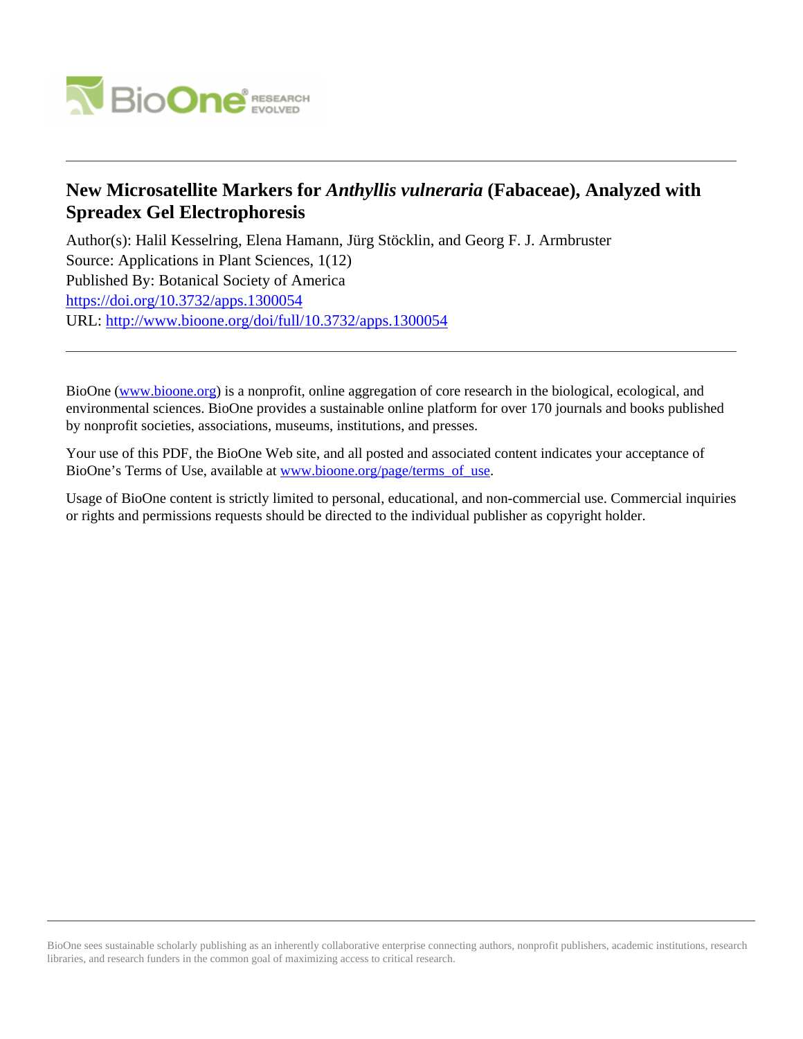# New Microsatellite Markers for *Anthyllis vulneraria* (Fabaceae), Analyzed with Spreadex Gel Electrophoresis

Author(s): Halil Kesselring, Elena Hamann, Jürg Stöcklin, and Georg F. J. Armbruster
Source: Applications in Plant Sciences, 1(12)
Published By: Botanical Society of America
https://doi.org/10.3732/apps.1300054
URL: http://www.bioone.org/doi/full/10.3732/apps.1300054

---

BioOne (www.bioone.org) is a nonprofit, online aggregation of core research in the biological, ecological, and environmental sciences. BioOne provides a sustainable online platform for over 170 journals and books published by nonprofit societies, associations, museums, institutions, and presses.

Your use of this PDF, the BioOne Web site, and all posted and associated content indicates your acceptance of BioOne's Terms of Use, available at www.bioone.org/page/terms_of_use.

Usage of BioOne content is strictly limited to personal, educational, and non-commercial use. Commercial inquiries or rights and permissions requests should be directed to the individual publisher as copyright holder.

---

BioOne sees sustainable scholarly publishing as an inherently collaborative enterprise connecting authors, nonprofit publishers, academic institutions, research libraries, and research funders in the common goal of maximizing access to critical research.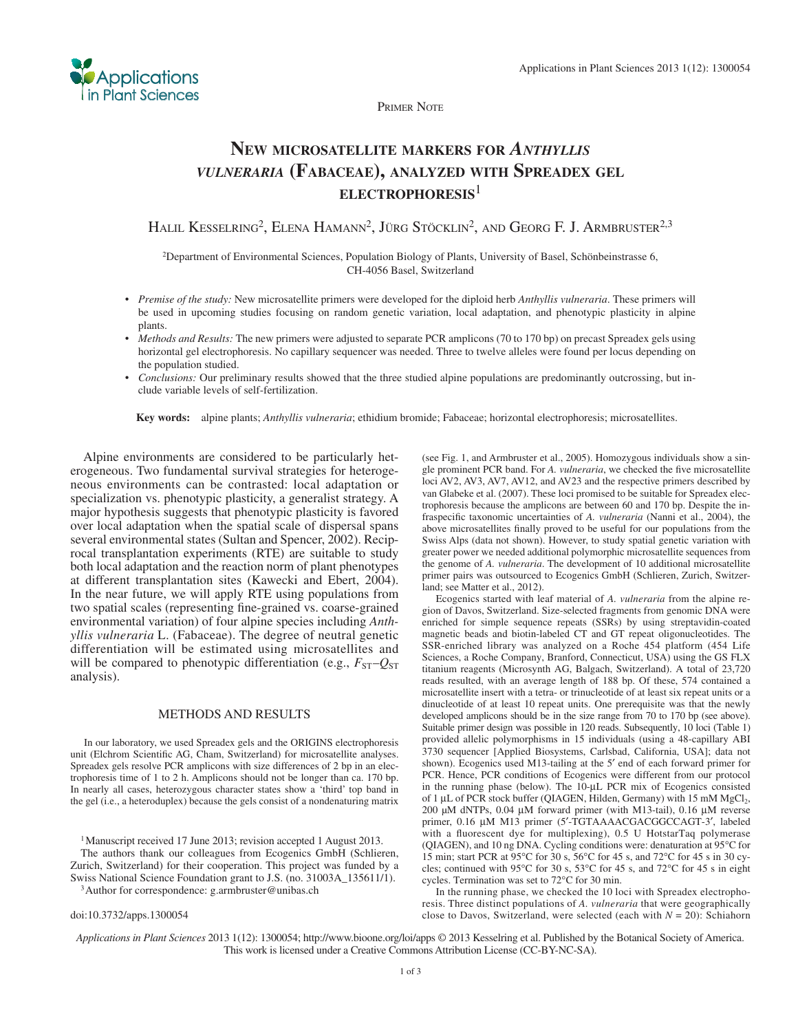Primer Note

# New microsatellite markers for *Anthyllis vulneraria* (Fabaceae), analyzed with Spreadex gel electrophoresis[1]

Halil Kesselring[2], Elena Hamann[2], Jürg Stöcklin[2], and Georg F. J. Armbruster[2,3]

[2]Department of Environmental Sciences, Population Biology of Plants, University of Basel, Schönbeinstrasse 6, CH-4056 Basel, Switzerland

- *Premise of the study:* New microsatellite primers were developed for the diploid herb *Anthyllis vulneraria*. These primers will be used in upcoming studies focusing on random genetic variation, local adaptation, and phenotypic plasticity in alpine plants.
- *Methods and Results:* The new primers were adjusted to separate PCR amplicons (70 to 170 bp) on precast Spreadex gels using horizontal gel electrophoresis. No capillary sequencer was needed. Three to twelve alleles were found per locus depending on the population studied.
- *Conclusions:* Our preliminary results showed that the three studied alpine populations are predominantly outcrossing, but include variable levels of self-fertilization.

**Key words:** alpine plants; *Anthyllis vulneraria*; ethidium bromide; Fabaceae; horizontal electrophoresis; microsatellites.

Alpine environments are considered to be particularly heterogeneous. Two fundamental survival strategies for heterogeneous environments can be contrasted: local adaptation or specialization vs. phenotypic plasticity, a generalist strategy. A major hypothesis suggests that phenotypic plasticity is favored over local adaptation when the spatial scale of dispersal spans several environmental states (Sultan and Spencer, 2002). Reciprocal transplantation experiments (RTE) are suitable to study both local adaptation and the reaction norm of plant phenotypes at different transplantation sites (Kawecki and Ebert, 2004). In the near future, we will apply RTE using populations from two spatial scales (representing fine-grained vs. coarse-grained environmental variation) of four alpine species including *Anthyllis vulneraria* L. (Fabaceae). The degree of neutral genetic differentiation will be estimated using microsatellites and will be compared to phenotypic differentiation (e.g., $F_{ST}$–$Q_{ST}$ analysis).

## METHODS AND RESULTS

In our laboratory, we used Spreadex gels and the ORIGINS electrophoresis unit (Elchrom Scientific AG, Cham, Switzerland) for microsatellite analyses. Spreadex gels resolve PCR amplicons with size differences of 2 bp in an electrophoresis time of 1 to 2 h. Amplicons should not be longer than ca. 170 bp. In nearly all cases, heterozygous character states show a 'third' top band in the gel (i.e., a heteroduplex) because the gels consist of a nondenaturing matrix (see Fig. 1, and Armbruster et al., 2005). Homozygous individuals show a single prominent PCR band. For *A. vulneraria*, we checked the five microsatellite loci AV2, AV3, AV7, AV12, and AV23 and the respective primers described by van Glabeke et al. (2007). These loci promised to be suitable for Spreadex electrophoresis because the amplicons are between 60 and 170 bp. Despite the infraspecific taxonomic uncertainties of *A. vulneraria* (Nanni et al., 2004), the above microsatellites finally proved to be useful for our populations from the Swiss Alps (data not shown). However, to study spatial genetic variation with greater power we needed additional polymorphic microsatellite sequences from the genome of *A. vulneraria*. The development of 10 additional microsatellite primer pairs was outsourced to Ecogenics GmbH (Schlieren, Zurich, Switzerland; see Matter et al., 2012).

Ecogenics started with leaf material of *A. vulneraria* from the alpine region of Davos, Switzerland. Size-selected fragments from genomic DNA were enriched for simple sequence repeats (SSRs) by using streptavidin-coated magnetic beads and biotin-labeled CT and GT repeat oligonucleotides. The SSR-enriched library was analyzed on a Roche 454 platform (454 Life Sciences, a Roche Company, Branford, Connecticut, USA) using the GS FLX titanium reagents (Microsynth AG, Balgach, Switzerland). A total of 23,720 reads resulted, with an average length of 188 bp. Of these, 574 contained a microsatellite insert with a tetra- or trinucleotide of at least six repeat units or a dinucleotide of at least 10 repeat units. One prerequisite was that the newly developed amplicons should be in the size range from 70 to 170 bp (see above). Suitable primer design was possible in 120 reads. Subsequently, 10 loci (Table 1) provided allelic polymorphisms in 15 individuals (using a 48-capillary ABI 3730 sequencer [Applied Biosystems, Carlsbad, California, USA]; data not shown). Ecogenics used M13-tailing at the 5′ end of each forward primer for PCR. Hence, PCR conditions of Ecogenics were different from our protocol in the running phase (below). The 10-μL PCR mix of Ecogenics consisted of 1 μL of PCR stock buffer (QIAGEN, Hilden, Germany) with 15 mM $MgCl_2$, 200 μM dNTPs, 0.04 μM forward primer (with M13-tail), 0.16 μM reverse primer, 0.16 μM M13 primer (5′-TGTAAAACGACGGCCAGT-3′, labeled with a fluorescent dye for multiplexing), 0.5 U HotstarTaq polymerase (QIAGEN), and 10 ng DNA. Cycling conditions were: denaturation at 95°C for 15 min; start PCR at 95°C for 30 s, 56°C for 45 s, and 72°C for 45 s in 30 cycles; continued with 95°C for 30 s, 53°C for 45 s, and 72°C for 45 s in eight cycles. Termination was set to 72°C for 30 min.

In the running phase, we checked the 10 loci with Spreadex electrophoresis. Three distinct populations of *A. vulneraria* that were geographically close to Davos, Switzerland, were selected (each with $N$ = 20): Schiahorn

[1]Manuscript received 17 June 2013; revision accepted 1 August 2013.

The authors thank our colleagues from Ecogenics GmbH (Schlieren, Zurich, Switzerland) for their cooperation. This project was funded by a Swiss National Science Foundation grant to J.S. (no. 31003A_135611/1).

[3]Author for correspondence: g.armbruster@unibas.ch

doi:10.3732/apps.1300054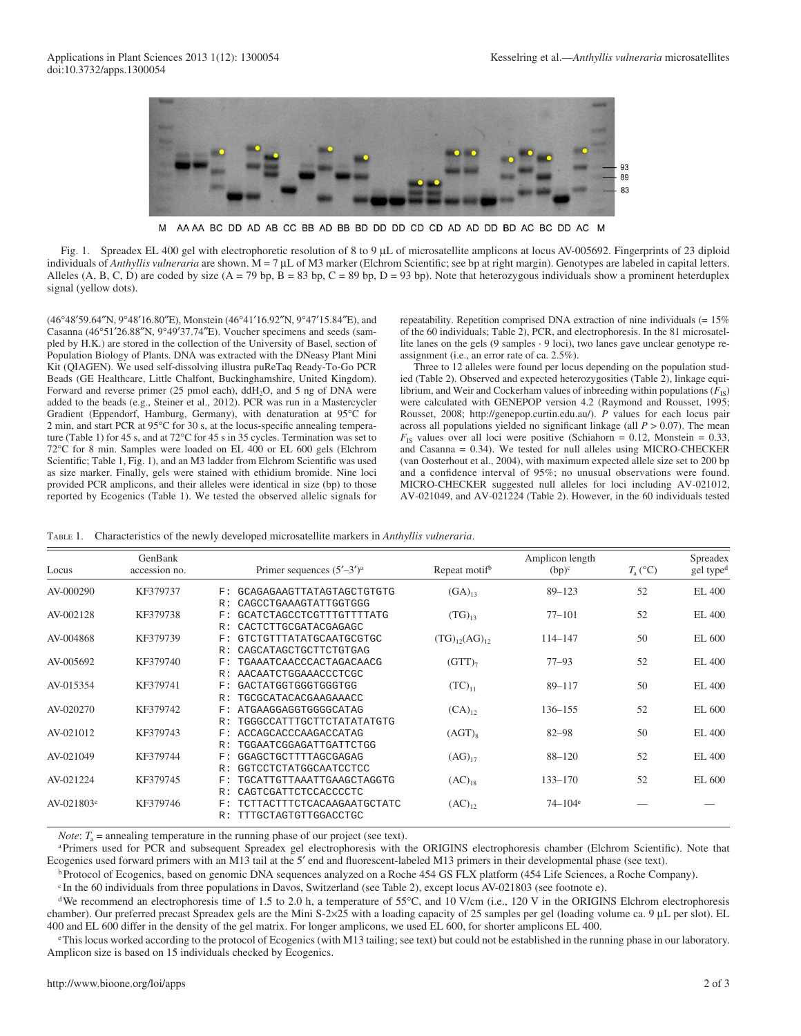M AA AA BC DD AD AB CC BB AD BB BD DD DD CD CD AD AD DD BD AC BC DD AC M

Fig. 1. Spreadex EL 400 gel with electrophoretic resolution of 8 to 9 µL of microsatellite amplicons at locus AV-005692. Fingerprints of 23 diploid individuals of *Anthyllis vulneraria* are shown. M = 7 µL of M3 marker (Elchrom Scientific; see bp at right margin). Genotypes are labeled in capital letters. Alleles (A, B, C, D) are coded by size (A = 79 bp, B = 83 bp, C = 89 bp, D = 93 bp). Note that heterozygous individuals show a prominent heterduplex signal (yellow dots).

(46°48′59.64″N, 9°48′16.80″E), Monstein (46°41′16.92″N, 9°47′15.84″E), and Casanna (46°51′26.88″N, 9°49′37.74″E). Voucher specimens and seeds (sampled by H.K.) are stored in the collection of the University of Basel, section of Population Biology of Plants. DNA was extracted with the DNeasy Plant Mini Kit (QIAGEN). We used self-dissolving illustra puReTaq Ready-To-Go PCR Beads (GE Healthcare, Little Chalfont, Buckinghamshire, United Kingdom). Forward and reverse primer (25 pmol each), ddH$_2$O, and 5 ng of DNA were added to the beads (e.g., Steiner et al., 2012). PCR was run in a Mastercycler Gradient (Eppendorf, Hamburg, Germany), with denaturation at 95°C for 2 min, and start PCR at 95°C for 30 s, at the locus-specific annealing temperature (Table 1) for 45 s, and at 72°C for 45 s in 35 cycles. Termination was set to 72°C for 8 min. Samples were loaded on EL 400 or EL 600 gels (Elchrom Scientific; Table 1, Fig. 1), and an M3 ladder from Elchrom Scientific was used as size marker. Finally, gels were stained with ethidium bromide. Nine loci provided PCR amplicons, and their alleles were identical in size (bp) to those reported by Ecogenics (Table 1). We tested the observed allelic signals for repeatability. Repetition comprised DNA extraction of nine individuals (= 15% of the 60 individuals; Table 2), PCR, and electrophoresis. In the 81 microsatellite lanes on the gels (9 samples · 9 loci), two lanes gave unclear genotype reassignment (i.e., an error rate of ca. 2.5%).

Three to 12 alleles were found per locus depending on the population studied (Table 2). Observed and expected heterozygosities (Table 2), linkage equilibrium, and Weir and Cockerham values of inbreeding within populations ($F_{IS}$) were calculated with GENEPOP version 4.2 (Raymond and Rousset, 1995; Rousset, 2008; http://genepop.curtin.edu.au/). *P* values for each locus pair across all populations yielded no significant linkage (all $P > 0.07$). The mean $F_{IS}$ values over all loci were positive (Schiahorn = 0.12, Monstein = 0.33, and Casanna = 0.34). We tested for null alleles using MICRO-CHECKER (van Oosterhout et al., 2004), with maximum expected allele size set to 200 bp and a confidence interval of 95%; no unusual observations were found. MICRO-CHECKER suggested null alleles for loci including AV-021012, AV-021049, and AV-021224 (Table 2). However, in the 60 individuals tested

Table 1. Characteristics of the newly developed microsatellite markers in *Anthyllis vulneraria*.

| Locus | GenBank accession no. | Primer sequences (5′–3′)[a] | Repeat motif[b] | Amplicon length (bp)[c] | $T_a$ (°C) | Spreadex gel type[d] |
|---|---|---|---|---|---|---|
| AV-000290 | KF379737 | F: GCAGAGAAGTTATAGTAGCTGTGTG<br>R: CAGCCTGAAAGTATTGGTGGG | $(GA)_{13}$ | 89–123 | 52 | EL 400 |
| AV-002128 | KF379738 | F: GCATCTAGCCTCGTTTGTTTTATG<br>R: CACTCTTGCGATACGAGAGC | $(TG)_{13}$ | 77–101 | 52 | EL 400 |
| AV-004868 | KF379739 | F: GTCTGTTTATATGCAATGCGTGC<br>R: CAGCATAGCTGCTTCTGTGAG | $(TG)_{12}(AG)_{12}$ | 114–147 | 50 | EL 600 |
| AV-005692 | KF379740 | F: TGAAATCAACCCACTAGACAACG<br>R: AACAATCTGGAAACCCTCGC | $(GTT)_7$ | 77–93 | 52 | EL 400 |
| AV-015354 | KF379741 | F: GACTATGGTGGGTGGGTGG<br>R: TGCGCATACACGAAGAAACC | $(TC)_{11}$ | 89–117 | 50 | EL 400 |
| AV-020270 | KF379742 | F: ATGAAGGAGGTGGGGCATAG<br>R: TGGGCCATTTGCTTCTATATGTG | $(CA)_{12}$ | 136–155 | 52 | EL 600 |
| AV-021012 | KF379743 | F: ACCAGCACCCAAGACCATAG<br>R: TGGAATCGGAGATTGATTCTGG | $(AGT)_8$ | 82–98 | 50 | EL 400 |
| AV-021049 | KF379744 | F: GGAGCTGCTTTTAGCGAGAG<br>R: GGTCCTCTATGGCAATCCTCC | $(AG)_{17}$ | 88–120 | 52 | EL 400 |
| AV-021224 | KF379745 | F: TGCATTGTTAAATTGAAGCTAGGTG<br>R: CAGTCGATTCTCCACCCCTC | $(AC)_{18}$ | 133–170 | 52 | EL 600 |
| AV-021803[e] | KF379746 | F: TCTTACTTTCTCACAAGAATGCTATC<br>R: TTTGCTAGTGTTGGACCTGC | $(AC)_{12}$ | 74–104[e] | — | — |

*Note*: $T_a$ = annealing temperature in the running phase of our project (see text).

[a] Primers used for PCR and subsequent Spreadex gel electrophoresis with the ORIGINS electrophoresis chamber (Elchrom Scientific). Note that Ecogenics used forward primers with an M13 tail at the 5′ end and fluorescent-labeled M13 primers in their developmental phase (see text).

[b] Protocol of Ecogenics, based on genomic DNA sequences analyzed on a Roche 454 GS FLX platform (454 Life Sciences, a Roche Company).

[c] In the 60 individuals from three populations in Davos, Switzerland (see Table 2), except locus AV-021803 (see footnote e).

[d] We recommend an electrophoresis time of 1.5 to 2.0 h, a temperature of 55°C, and 10 V/cm (i.e., 120 V in the ORIGINS Elchrom electrophoresis chamber). Our preferred precast Spreadex gels are the Mini S-2×25 with a loading capacity of 25 samples per gel (loading volume ca. 9 µL per slot). EL 400 and EL 600 differ in the density of the gel matrix. For longer amplicons, we used EL 600, for shorter amplicons EL 400.

[e] This locus worked according to the protocol of Ecogenics (with M13 tailing; see text) but could not be established in the running phase in our laboratory. Amplicon size is based on 15 individuals checked by Ecogenics.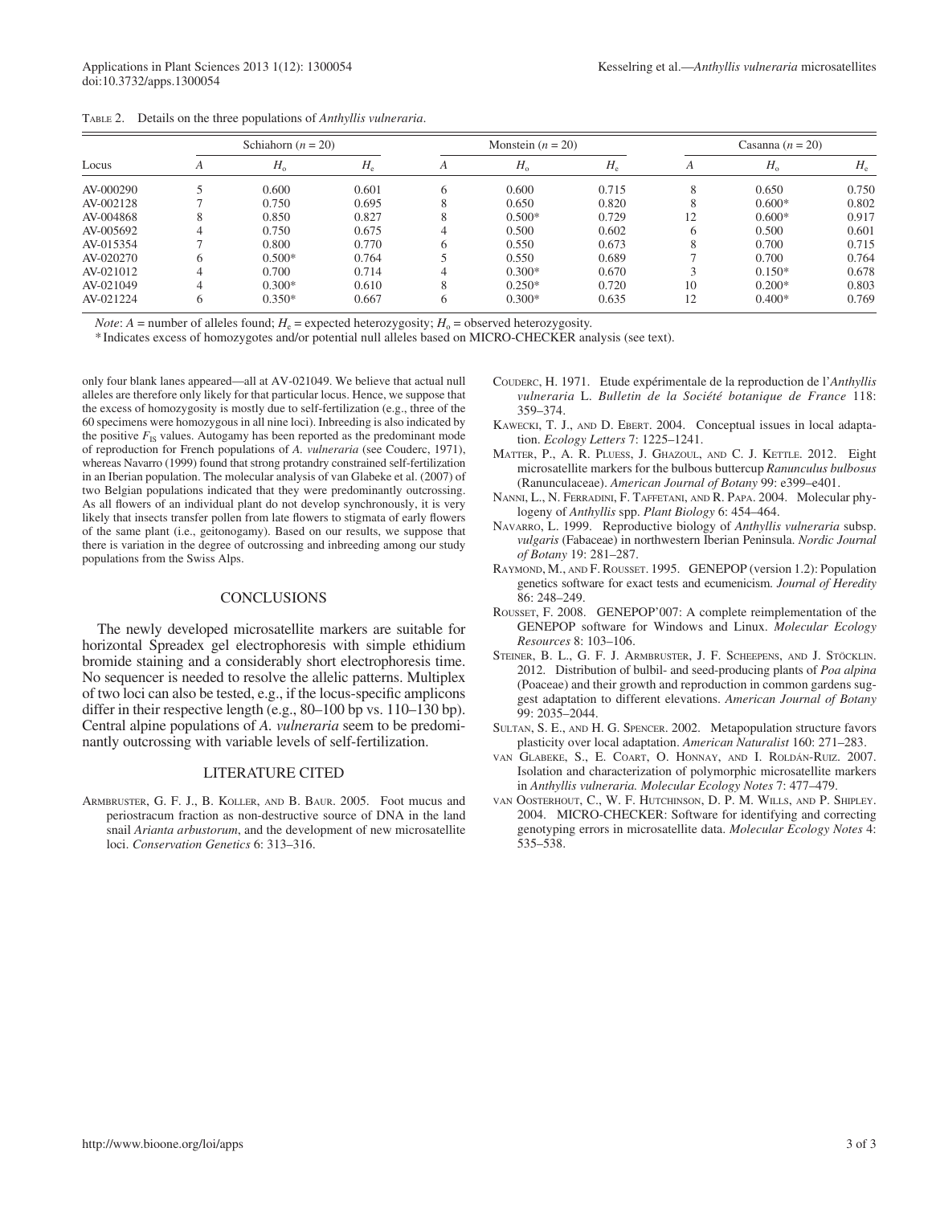Table 2. Details on the three populations of *Anthyllis vulneraria*.

| Locus | Schiahorn ($n$ = 20) | | | Monstein ($n$ = 20) | | | Casanna ($n$ = 20) | | |
|---|---|---|---|---|---|---|---|---|---|
| | $A$ | $H_o$ | $H_e$ | $A$ | $H_o$ | $H_e$ | $A$ | $H_o$ | $H_e$ |
| AV-000290 | 5 | 0.600 | 0.601 | 6 | 0.600 | 0.715 | 8 | 0.650 | 0.750 |
| AV-002128 | 7 | 0.750 | 0.695 | 8 | 0.650 | 0.820 | 8 | 0.600* | 0.802 |
| AV-004868 | 8 | 0.850 | 0.827 | 8 | 0.500* | 0.729 | 12 | 0.600* | 0.917 |
| AV-005692 | 4 | 0.750 | 0.675 | 4 | 0.500 | 0.602 | 6 | 0.500 | 0.601 |
| AV-015354 | 7 | 0.800 | 0.770 | 6 | 0.550 | 0.673 | 8 | 0.700 | 0.715 |
| AV-020270 | 6 | 0.500* | 0.764 | 5 | 0.550 | 0.689 | 7 | 0.700 | 0.764 |
| AV-021012 | 4 | 0.700 | 0.714 | 4 | 0.300* | 0.670 | 3 | 0.150* | 0.678 |
| AV-021049 | 4 | 0.300* | 0.610 | 8 | 0.250* | 0.720 | 10 | 0.200* | 0.803 |
| AV-021224 | 6 | 0.350* | 0.667 | 6 | 0.300* | 0.635 | 12 | 0.400* | 0.769 |

*Note*: $A$ = number of alleles found; $H_e$ = expected heterozygosity; $H_o$ = observed heterozygosity.

\* Indicates excess of homozygotes and/or potential null alleles based on MICRO-CHECKER analysis (see text).

only four blank lanes appeared—all at AV-021049. We believe that actual null alleles are therefore only likely for that particular locus. Hence, we suppose that the excess of homozygosity is mostly due to self-fertilization (e.g., three of the 60 specimens were homozygous in all nine loci). Inbreeding is also indicated by the positive $F_{IS}$ values. Autogamy has been reported as the predominant mode of reproduction for French populations of *A. vulneraria* (see Couderc, 1971), whereas Navarro (1999) found that strong protandry constrained self-fertilization in an Iberian population. The molecular analysis of van Glabeke et al. (2007) of two Belgian populations indicated that they were predominantly outcrossing. As all flowers of an individual plant do not develop synchronously, it is very likely that insects transfer pollen from late flowers to stigmata of early flowers of the same plant (i.e., geitonogamy). Based on our results, we suppose that there is variation in the degree of outcrossing and inbreeding among our study populations from the Swiss Alps.

## CONCLUSIONS

The newly developed microsatellite markers are suitable for horizontal Spreadex gel electrophoresis with simple ethidium bromide staining and a considerably short electrophoresis time. No sequencer is needed to resolve the allelic patterns. Multiplex of two loci can also be tested, e.g., if the locus-specific amplicons differ in their respective length (e.g., 80–100 bp vs. 110–130 bp). Central alpine populations of *A. vulneraria* seem to be predominantly outcrossing with variable levels of self-fertilization.

## LITERATURE CITED

Armbruster, G. F. J., B. Koller, and B. Baur. 2005. Foot mucus and periostracum fraction as non-destructive source of DNA in the land snail *Arianta arbustorum*, and the development of new microsatellite loci. *Conservation Genetics* 6: 313–316.

Couderc, H. 1971. Etude expérimentale de la reproduction de l'*Anthyllis vulneraria* L. *Bulletin de la Société botanique de France* 118: 359–374.

Kawecki, T. J., and D. Ebert. 2004. Conceptual issues in local adaptation. *Ecology Letters* 7: 1225–1241.

Matter, P., A. R. Pluess, J. Ghazoul, and C. J. Kettle. 2012. Eight microsatellite markers for the bulbous buttercup *Ranunculus bulbosus* (Ranunculaceae). *American Journal of Botany* 99: e399–e401.

Nanni, L., N. Ferradini, F. Taffetani, and R. Papa. 2004. Molecular phylogeny of *Anthyllis* spp. *Plant Biology* 6: 454–464.

Navarro, L. 1999. Reproductive biology of *Anthyllis vulneraria* subsp. *vulgaris* (Fabaceae) in northwestern Iberian Peninsula. *Nordic Journal of Botany* 19: 281–287.

Raymond, M., and F. Rousset. 1995. GENEPOP (version 1.2): Population genetics software for exact tests and ecumenicism. *Journal of Heredity* 86: 248–249.

Rousset, F. 2008. GENEPOP'007: A complete reimplementation of the GENEPOP software for Windows and Linux. *Molecular Ecology Resources* 8: 103–106.

Steiner, B. L., G. F. J. Armbruster, J. F. Scheepens, and J. Stöcklin. 2012. Distribution of bulbil- and seed-producing plants of *Poa alpina* (Poaceae) and their growth and reproduction in common gardens suggest adaptation to different elevations. *American Journal of Botany* 99: 2035–2044.

Sultan, S. E., and H. G. Spencer. 2002. Metapopulation structure favors plasticity over local adaptation. *American Naturalist* 160: 271–283.

van Glabeke, S., E. Coart, O. Honnay, and I. Roldán-Ruiz. 2007. Isolation and characterization of polymorphic microsatellite markers in *Anthyllis vulneraria*. *Molecular Ecology Notes* 7: 477–479.

van Oosterhout, C., W. F. Hutchinson, D. P. M. Wills, and P. Shipley. 2004. MICRO-CHECKER: Software for identifying and correcting genotyping errors in microsatellite data. *Molecular Ecology Notes* 4: 535–538.